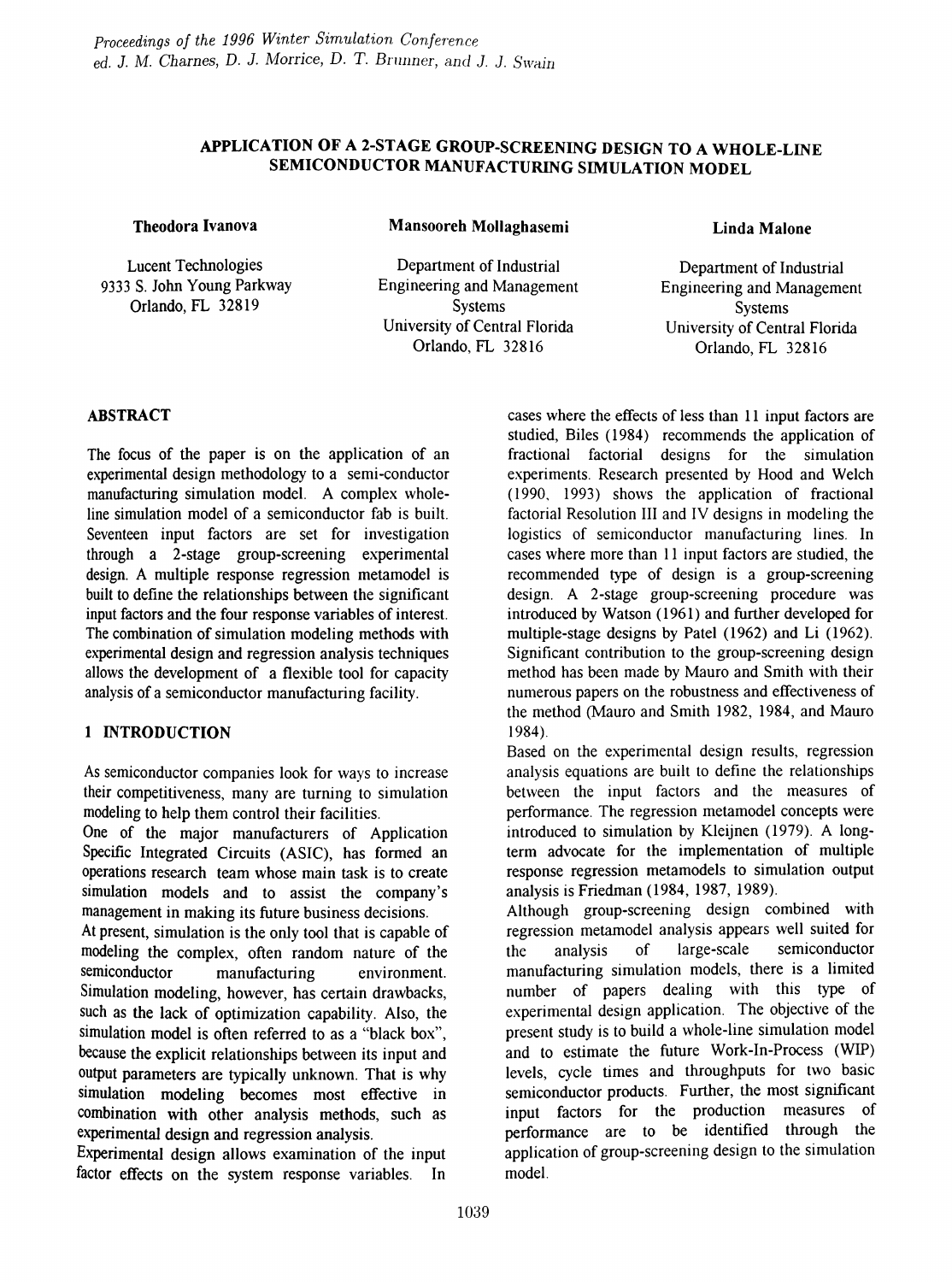*Proceedings of the 1996 Winter Simulation Conference*
*ed. J. M. Charnes, D. J. Morrice, D. T. Brunner, and J. J. Swain*

# APPLICATION OF A 2-STAGE GROUP-SCREENING DESIGN TO A WHOLE-LINE SEMICONDUCTOR MANUFACTURING SIMULATION MODEL

**Theodora Ivanova**

Lucent Technologies
9333 S. John Young Parkway
Orlando, FL 32819

**Mansooreh Mollaghasemi**

Department of Industrial Engineering and Management Systems
University of Central Florida
Orlando, FL 32816

**Linda Malone**

Department of Industrial Engineering and Management Systems
University of Central Florida
Orlando, FL 32816

## ABSTRACT

The focus of the paper is on the application of an experimental design methodology to a semi-conductor manufacturing simulation model. A complex whole-line simulation model of a semiconductor fab is built. Seventeen input factors are set for investigation through a 2-stage group-screening experimental design. A multiple response regression metamodel is built to define the relationships between the significant input factors and the four response variables of interest. The combination of simulation modeling methods with experimental design and regression analysis techniques allows the development of a flexible tool for capacity analysis of a semiconductor manufacturing facility.

## 1 INTRODUCTION

As semiconductor companies look for ways to increase their competitiveness, many are turning to simulation modeling to help them control their facilities.

One of the major manufacturers of Application Specific Integrated Circuits (ASIC), has formed an operations research team whose main task is to create simulation models and to assist the company's management in making its future business decisions.

At present, simulation is the only tool that is capable of modeling the complex, often random nature of the semiconductor manufacturing environment. Simulation modeling, however, has certain drawbacks, such as the lack of optimization capability. Also, the simulation model is often referred to as a "black box", because the explicit relationships between its input and output parameters are typically unknown. That is why simulation modeling becomes most effective in combination with other analysis methods, such as experimental design and regression analysis.

Experimental design allows examination of the input factor effects on the system response variables. In cases where the effects of less than 11 input factors are studied, Biles (1984) recommends the application of fractional factorial designs for the simulation experiments. Research presented by Hood and Welch (1990, 1993) shows the application of fractional factorial Resolution III and IV designs in modeling the logistics of semiconductor manufacturing lines. In cases where more than 11 input factors are studied, the recommended type of design is a group-screening design. A 2-stage group-screening procedure was introduced by Watson (1961) and further developed for multiple-stage designs by Patel (1962) and Li (1962). Significant contribution to the group-screening design method has been made by Mauro and Smith with their numerous papers on the robustness and effectiveness of the method (Mauro and Smith 1982, 1984, and Mauro 1984).

Based on the experimental design results, regression analysis equations are built to define the relationships between the input factors and the measures of performance. The regression metamodel concepts were introduced to simulation by Kleijnen (1979). A long-term advocate for the implementation of multiple response regression metamodels to simulation output analysis is Friedman (1984, 1987, 1989).

Although group-screening design combined with regression metamodel analysis appears well suited for the analysis of large-scale semiconductor manufacturing simulation models, there is a limited number of papers dealing with this type of experimental design application. The objective of the present study is to build a whole-line simulation model and to estimate the future Work-In-Process (WIP) levels, cycle times and throughputs for two basic semiconductor products. Further, the most significant input factors for the production measures of performance are to be identified through the application of group-screening design to the simulation model.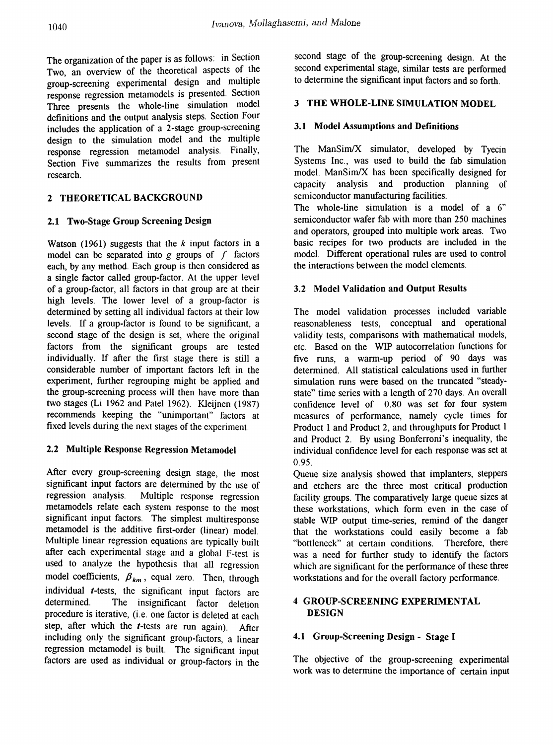The organization of the paper is as follows: in Section Two, an overview of the theoretical aspects of the group-screening experimental design and multiple response regression metamodels is presented. Section Three presents the whole-line simulation model definitions and the output analysis steps. Section Four includes the application of a 2-stage group-screening design to the simulation model and the multiple response regression metamodel analysis. Finally, Section Five summarizes the results from present research.

## 2 THEORETICAL BACKGROUND

### 2.1 Two-Stage Group Screening Design

Watson (1961) suggests that the $k$ input factors in a model can be separated into $g$ groups of $f$ factors each, by any method. Each group is then considered as a single factor called group-factor. At the upper level of a group-factor, all factors in that group are at their high levels. The lower level of a group-factor is determined by setting all individual factors at their low levels. If a group-factor is found to be significant, a second stage of the design is set, where the original factors from the significant groups are tested individually. If after the first stage there is still a considerable number of important factors left in the experiment, further regrouping might be applied and the group-screening process will then have more than two stages (Li 1962 and Patel 1962). Kleijnen (1987) recommends keeping the "unimportant" factors at fixed levels during the next stages of the experiment.

### 2.2 Multiple Response Regression Metamodel

After every group-screening design stage, the most significant input factors are determined by the use of regression analysis. Multiple response regression metamodels relate each system response to the most significant input factors. The simplest multiresponse metamodel is the additive first-order (linear) model. Multiple linear regression equations are typically built after each experimental stage and a global F-test is used to analyze the hypothesis that all regression model coefficients, $\beta_{km}$, equal zero. Then, through individual $t$-tests, the significant input factors are determined. The insignificant factor deletion procedure is iterative, (i.e. one factor is deleted at each step, after which the $t$-tests are run again). After including only the significant group-factors, a linear regression metamodel is built. The significant input factors are used as individual or group-factors in the second stage of the group-screening design. At the second experimental stage, similar tests are performed to determine the significant input factors and so forth.

## 3 THE WHOLE-LINE SIMULATION MODEL

### 3.1 Model Assumptions and Definitions

The ManSim/X simulator, developed by Tyecin Systems Inc., was used to build the fab simulation model. ManSim/X has been specifically designed for capacity analysis and production planning of semiconductor manufacturing facilities.

The whole-line simulation is a model of a 6" semiconductor wafer fab with more than 250 machines and operators, grouped into multiple work areas. Two basic recipes for two products are included in the model. Different operational rules are used to control the interactions between the model elements.

### 3.2 Model Validation and Output Results

The model validation processes included variable reasonableness tests, conceptual and operational validity tests, comparisons with mathematical models, etc. Based on the WIP autocorrelation functions for five runs, a warm-up period of 90 days was determined. All statistical calculations used in further simulation runs were based on the truncated "steady-state" time series with a length of 270 days. An overall confidence level of 0.80 was set for four system measures of performance, namely cycle times for Product 1 and Product 2, and throughputs for Product 1 and Product 2. By using Bonferroni's inequality, the individual confidence level for each response was set at 0.95.

Queue size analysis showed that implanters, steppers and etchers are the three most critical production facility groups. The comparatively large queue sizes at these workstations, which form even in the case of stable WIP output time-series, remind of the danger that the workstations could easily become a fab "bottleneck" at certain conditions. Therefore, there was a need for further study to identify the factors which are significant for the performance of these three workstations and for the overall factory performance.

## 4 GROUP-SCREENING EXPERIMENTAL DESIGN

### 4.1 Group-Screening Design - Stage I

The objective of the group-screening experimental work was to determine the importance of certain input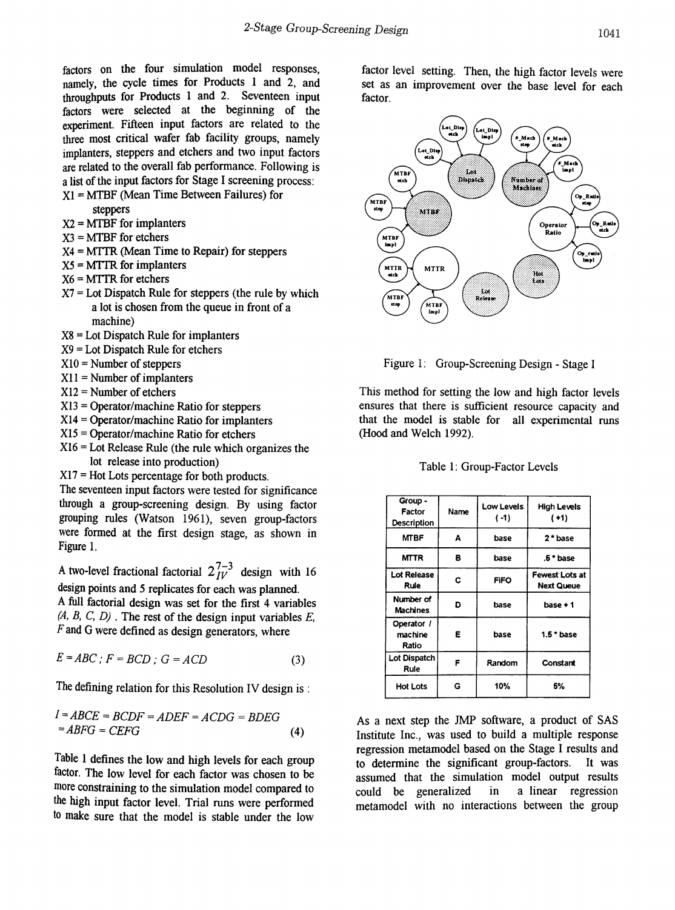factors on the four simulation model responses, namely, the cycle times for Products 1 and 2, and throughputs for Products 1 and 2. Seventeen input factors were selected at the beginning of the experiment. Fifteen input factors are related to the three most critical wafer fab facility groups, namely implanters, steppers and etchers and two input factors are related to the overall fab performance. Following is a list of the input factors for Stage I screening process:

- X1 = MTBF (Mean Time Between Failures) for steppers
- X2 = MTBF for implanters
- X3 = MTBF for etchers
- X4 = MTTR (Mean Time to Repair) for steppers
- X5 = MTTR for implanters
- X6 = MTTR for etchers
- X7 = Lot Dispatch Rule for steppers (the rule by which a lot is chosen from the queue in front of a machine)
- X8 = Lot Dispatch Rule for implanters
- X9 = Lot Dispatch Rule for etchers
- X10 = Number of steppers
- X11 = Number of implanters
- X12 = Number of etchers
- X13 = Operator/machine Ratio for steppers
- X14 = Operator/machine Ratio for implanters
- X15 = Operator/machine Ratio for etchers
- X16 = Lot Release Rule (the rule which organizes the lot release into production)
- X17 = Hot Lots percentage for both products.

The seventeen input factors were tested for significance through a group-screening design. By using factor grouping rules (Watson 1961), seven group-factors were formed at the first design stage, as shown in Figure 1.

A two-level fractional factorial $2^{7-3}_{IV}$ design with 16 design points and 5 replicates for each was planned.
A full factorial design was set for the first 4 variables *(A, B, C, D)*. The rest of the design input variables *E*, *F* and G were defined as design generators, where

$$E = ABC \; ; \; F = BCD \; ; \; G = ACD \tag{3}$$

The defining relation for this Resolution IV design is :

$$I = ABCE = BCDF = ADEF = ACDG = BDEG = ABFG = CEFG \tag{4}$$

Table 1 defines the low and high levels for each group factor. The low level for each factor was chosen to be more constraining to the simulation model compared to the high input factor level. Trial runs were performed to make sure that the model is stable under the low factor level setting. Then, the high factor levels were set as an improvement over the base level for each factor.

Figure 1: Group-Screening Design - Stage I

This method for setting the low and high factor levels ensures that there is sufficient resource capacity and that the model is stable for all experimental runs (Hood and Welch 1992).

Table 1: Group-Factor Levels

| Group - Factor Description | Name | Low Levels (-1) | High Levels (+1) |
|---|---|---|---|
| MTBF | A | base | 2 * base |
| MTTR | B | base | .5 * base |
| Lot Release Rule | C | FIFO | Fewest Lots at Next Queue |
| Number of Machines | D | base | base + 1 |
| Operator / machine Ratio | E | base | 1.5 * base |
| Lot Dispatch Rule | F | Random | Constant |
| Hot Lots | G | 10% | 5% |

As a next step the JMP software, a product of SAS Institute Inc., was used to build a multiple response regression metamodel based on the Stage I results and to determine the significant group-factors. It was assumed that the simulation model output results could be generalized in a linear regression metamodel with no interactions between the group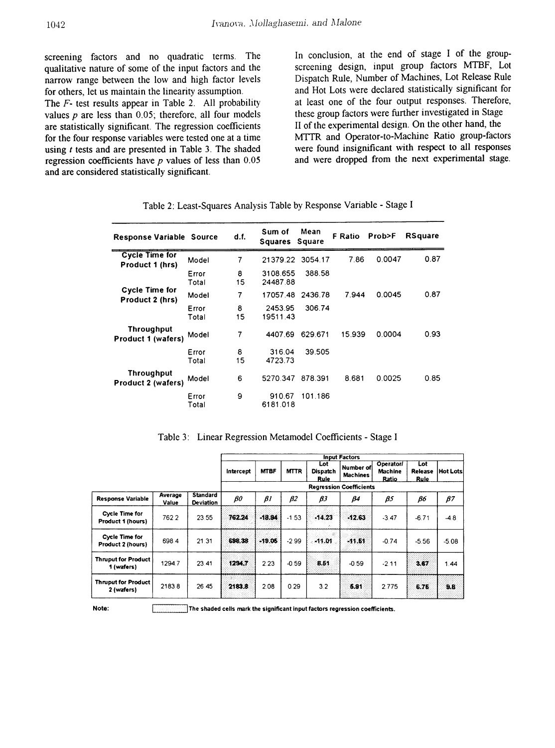screening factors and no quadratic terms. The qualitative nature of some of the input factors and the narrow range between the low and high factor levels for others, let us maintain the linearity assumption.

The $F$- test results appear in Table 2. All probability values $p$ are less than 0.05; therefore, all four models are statistically significant. The regression coefficients for the four response variables were tested one at a time using $t$ tests and are presented in Table 3. The shaded regression coefficients have $p$ values of less than 0.05 and are considered statistically significant.

In conclusion, at the end of stage I of the group-screening design, input group factors MTBF, Lot Dispatch Rule, Number of Machines, Lot Release Rule and Hot Lots were declared statistically significant for at least one of the four output responses. Therefore, these group factors were further investigated in Stage II of the experimental design. On the other hand, the MTTR and Operator-to-Machine Ratio group-factors were found insignificant with respect to all responses and were dropped from the next experimental stage.

Table 2: Least-Squares Analysis Table by Response Variable - Stage I

| Response Variable | Source | d.f. | Sum of Squares | Mean Square | F Ratio | Prob>F | RSquare |
|---|---|---|---|---|---|---|---|
| Cycle Time for Product 1 (hrs) | Model | 7 | 21379.22 | 3054.17 | 7.86 | 0.0047 | 0.87 |
| | Error | 8 | 3108.655 | 388.58 | | | |
| | Total | 15 | 24487.88 | | | | |
| Cycle Time for Product 2 (hrs) | Model | 7 | 17057.48 | 2436.78 | 7.944 | 0.0045 | 0.87 |
| | Error | 8 | 2453.95 | 306.74 | | | |
| | Total | 15 | 19511.43 | | | | |
| Throughput Product 1 (wafers) | Model | 7 | 4407.69 | 629.671 | 15.939 | 0.0004 | 0.93 |
| | Error | 8 | 316.04 | 39.505 | | | |
| | Total | 15 | 4723.73 | | | | |
| Throughput Product 2 (wafers) | Model | 6 | 5270.347 | 878.391 | 8.681 | 0.0025 | 0.85 |
| | Error | 9 | 910.67 | 101.186 | | | |
| | Total | | 6181.018 | | | | |

Table 3: Linear Regression Metamodel Coefficients - Stage I

| | | | Input Factors | | | | | | | |
|---|---|---|---|---|---|---|---|---|---|---|
| | | | Intercept | MTBF | MTTR | Lot Dispatch Rule | Number of Machines | Operator/ Machine Ratio | Lot Release Rule | Hot Lots |
| | | | Regression Coefficients | | | | | | | |
| Response Variable | Average Value | Standard Deviation | $\beta 0$ | $\beta 1$ | $\beta 2$ | $\beta 3$ | $\beta 4$ | $\beta 5$ | $\beta 6$ | $\beta 7$ |
| Cycle Time for Product 1 (hours) | 762.2 | 23.55 | 762.24 | -18.84 | -1.53 | -14.23 | -12.63 | -3.47 | -6.71 | -4.8 |
| Cycle Time for Product 2 (hours) | 698.4 | 21.31 | 698.38 | -19.05 | -2.99 | -11.01 | -11.51 | -0.74 | -5.56 | -5.08 |
| Thruput for Product 1 (wafers) | 1294.7 | 23.41 | 1294.7 | 2.23 | -0.59 | 8.51 | -0.59 | -2.11 | 3.67 | 1.44 |
| Thruput for Product 2 (wafers) | 2183.8 | 26.45 | 2183.8 | 2.08 | 0.29 | 3.2 | 5.81 | 2.775 | 6.75 | 9.8 |

Note: The shaded cells mark the significant input factors regression coefficients.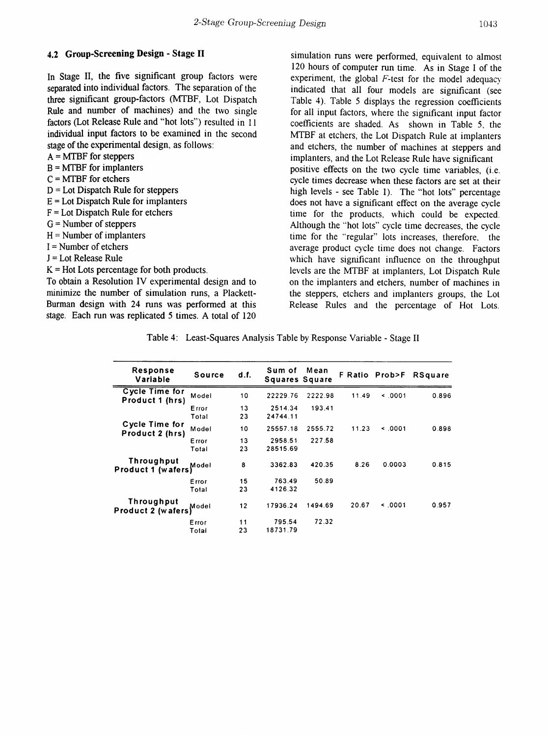### 4.2 Group-Screening Design - Stage II

In Stage II, the five significant group factors were separated into individual factors. The separation of the three significant group-factors (MTBF, Lot Dispatch Rule and number of machines) and the two single factors (Lot Release Rule and "hot lots") resulted in 11 individual input factors to be examined in the second stage of the experimental design, as follows:

A = MTBF for steppers
B = MTBF for implanters
C = MTBF for etchers
D = Lot Dispatch Rule for steppers
E = Lot Dispatch Rule for implanters
F = Lot Dispatch Rule for etchers
G = Number of steppers
H = Number of implanters
I = Number of etchers
J = Lot Release Rule
K = Hot Lots percentage for both products.

To obtain a Resolution IV experimental design and to minimize the number of simulation runs, a Plackett-Burman design with 24 runs was performed at this stage. Each run was replicated 5 times. A total of 120 simulation runs were performed, equivalent to almost 120 hours of computer run time. As in Stage I of the experiment, the global *F*-test for the model adequacy indicated that all four models are significant (see Table 4). Table 5 displays the regression coefficients for all input factors, where the significant input factor coefficients are shaded. As shown in Table 5, the MTBF at etchers, the Lot Dispatch Rule at implanters and etchers, the number of machines at steppers and implanters, and the Lot Release Rule have significant positive effects on the two cycle time variables, (i.e. cycle times decrease when these factors are set at their high levels - see Table 1). The "hot lots" percentage does not have a significant effect on the average cycle time for the products, which could be expected. Although the "hot lots" cycle time decreases, the cycle time for the "regular" lots increases, therefore, the average product cycle time does not change. Factors which have significant influence on the throughput levels are the MTBF at implanters, Lot Dispatch Rule on the implanters and etchers, number of machines in the steppers, etchers and implanters groups, the Lot Release Rules and the percentage of Hot Lots.

Table 4: Least-Squares Analysis Table by Response Variable - Stage II

| Response Variable | Source | d.f. | Sum of Squares | Mean Square | F Ratio | Prob>F | RSquare |
|---|---|---|---|---|---|---|---|
| Cycle Time for Product 1 (hrs) | Model | 10 | 22229.76 | 2222.98 | 11.49 | < .0001 | 0.896 |
| | Error | 13 | 2514.34 | 193.41 | | | |
| | Total | 23 | 24744.11 | | | | |
| Cycle Time for Product 2 (hrs) | Model | 10 | 25557.18 | 2555.72 | 11.23 | < .0001 | 0.898 |
| | Error | 13 | 2958.51 | 227.58 | | | |
| | Total | 23 | 28515.69 | | | | |
| Throughput Product 1 (wafers) | Model | 8 | 3362.83 | 420.35 | 8.26 | 0.0003 | 0.815 |
| | Error | 15 | 763.49 | 50.89 | | | |
| | Total | 23 | 4126.32 | | | | |
| Throughput Product 2 (wafers) | Model | 12 | 17936.24 | 1494.69 | 20.67 | < .0001 | 0.957 |
| | Error | 11 | 795.54 | 72.32 | | | |
| | Total | 23 | 18731.79 | | | | |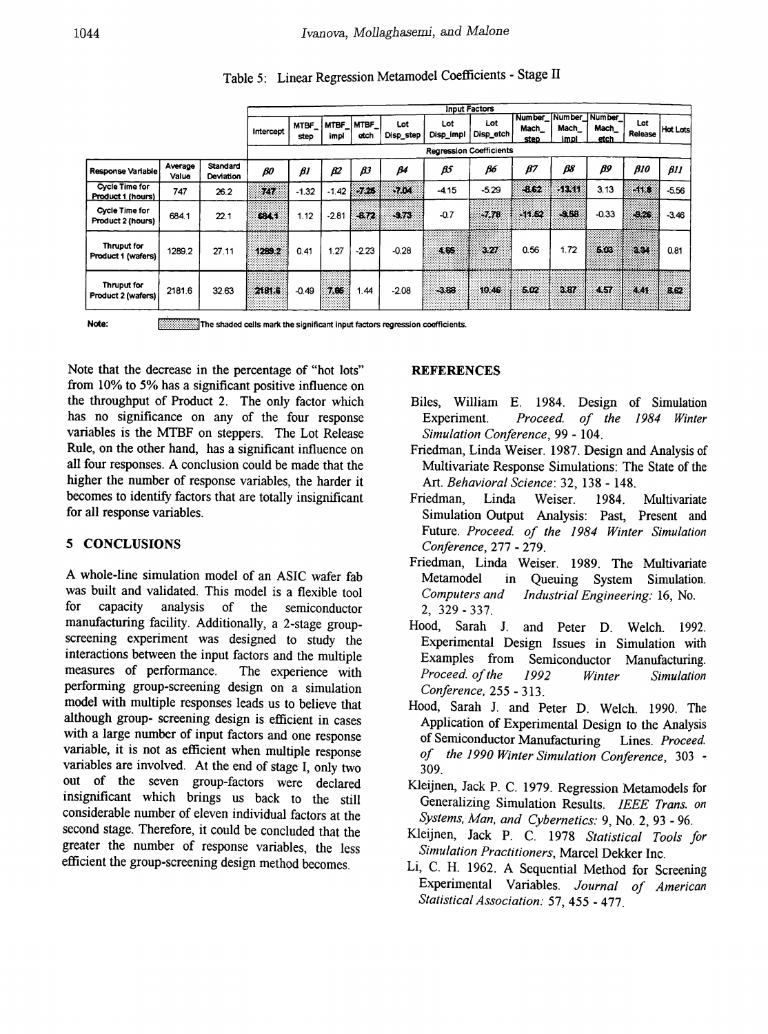Table 5: Linear Regression Metamodel Coefficients - Stage II

| | | | Input Factors | | | | | | | | | | | |
|---|---|---|---|---|---|---|---|---|---|---|---|---|---|---|
| | | | Intercept | MTBF_step | MTBF_impl | MTBF_etch | Lot Disp_step | Lot Disp_impl | Lot Disp_etch | Number_Mach_step | Number_Mach_impl | Number_Mach_etch | Lot Release | Hot Lots |
| | | | Regression Coefficients | | | | | | | | | | | |
| Response Variable | Average Value | Standard Deviation | $\beta 0$ | $\beta 1$ | $\beta 2$ | $\beta 3$ | $\beta 4$ | $\beta 5$ | $\beta 6$ | $\beta 7$ | $\beta 8$ | $\beta 9$ | $\beta 10$ | $\beta 11$ |
| Cycle Time for Product 1 (hours) | 747 | 26.2 | 747 | -1.32 | -1.42 | -7.26 | -7.04 | -4.15 | -5.29 | -8.62 | -13.11 | 3.13 | -11.8 | -5.56 |
| Cycle Time for Product 2 (hours) | 684.1 | 22.1 | 684.1 | 1.12 | -2.81 | -8.72 | -9.73 | -0.7 | -7.78 | -11.52 | -9.58 | -0.33 | -8.26 | -3.46 |
| Thruput for Product 1 (wafers) | 1289.2 | 27.11 | 1289.2 | 0.41 | 1.27 | -2.23 | -0.28 | 4.65 | 3.27 | 0.56 | 1.72 | 6.03 | 3.34 | 0.81 |
| Thruput for Product 2 (wafers) | 2181.6 | 32.63 | 2181.6 | -0.49 | 7.66 | 1.44 | -2.08 | -3.88 | 10.46 | 6.02 | 3.87 | 4.57 | 4.41 | 8.62 |

Note: The shaded cells mark the significant input factors regression coefficients.

Note that the decrease in the percentage of "hot lots" from 10% to 5% has a significant positive influence on the throughput of Product 2. The only factor which has no significance on any of the four response variables is the MTBF on steppers. The Lot Release Rule, on the other hand, has a significant influence on all four responses. A conclusion could be made that the higher the number of response variables, the harder it becomes to identify factors that are totally insignificant for all response variables.

## 5 CONCLUSIONS

A whole-line simulation model of an ASIC wafer fab was built and validated. This model is a flexible tool for capacity analysis of the semiconductor manufacturing facility. Additionally, a 2-stage group-screening experiment was designed to study the interactions between the input factors and the multiple measures of performance. The experience with performing group-screening design on a simulation model with multiple responses leads us to believe that although group- screening design is efficient in cases with a large number of input factors and one response variable, it is not as efficient when multiple response variables are involved. At the end of stage I, only two out of the seven group-factors were declared insignificant which brings us back to the still considerable number of eleven individual factors at the second stage. Therefore, it could be concluded that the greater the number of response variables, the less efficient the group-screening design method becomes.

## REFERENCES

Biles, William E. 1984. Design of Simulation Experiment. *Proceed. of the 1984 Winter Simulation Conference*, 99 - 104.

Friedman, Linda Weiser. 1987. Design and Analysis of Multivariate Response Simulations: The State of the Art. *Behavioral Science*: 32, 138 - 148.

Friedman, Linda Weiser. 1984. Multivariate Simulation Output Analysis: Past, Present and Future. *Proceed. of the 1984 Winter Simulation Conference*, 277 - 279.

Friedman, Linda Weiser. 1989. The Multivariate Metamodel in Queuing System Simulation. *Computers and Industrial Engineering*: 16, No. 2, 329 - 337.

Hood, Sarah J. and Peter D. Welch. 1992. Experimental Design Issues in Simulation with Examples from Semiconductor Manufacturing. *Proceed. of the 1992 Winter Simulation Conference*, 255 - 313.

Hood, Sarah J. and Peter D. Welch. 1990. The Application of Experimental Design to the Analysis of Semiconductor Manufacturing Lines. *Proceed. of the 1990 Winter Simulation Conference*, 303 - 309.

Kleijnen, Jack P. C. 1979. Regression Metamodels for Generalizing Simulation Results. *IEEE Trans. on Systems, Man, and Cybernetics*: 9, No. 2, 93 - 96.

Kleijnen, Jack P. C. 1978 *Statistical Tools for Simulation Practitioners*, Marcel Dekker Inc.

Li, C. H. 1962. A Sequential Method for Screening Experimental Variables. *Journal of American Statistical Association*: 57, 455 - 477.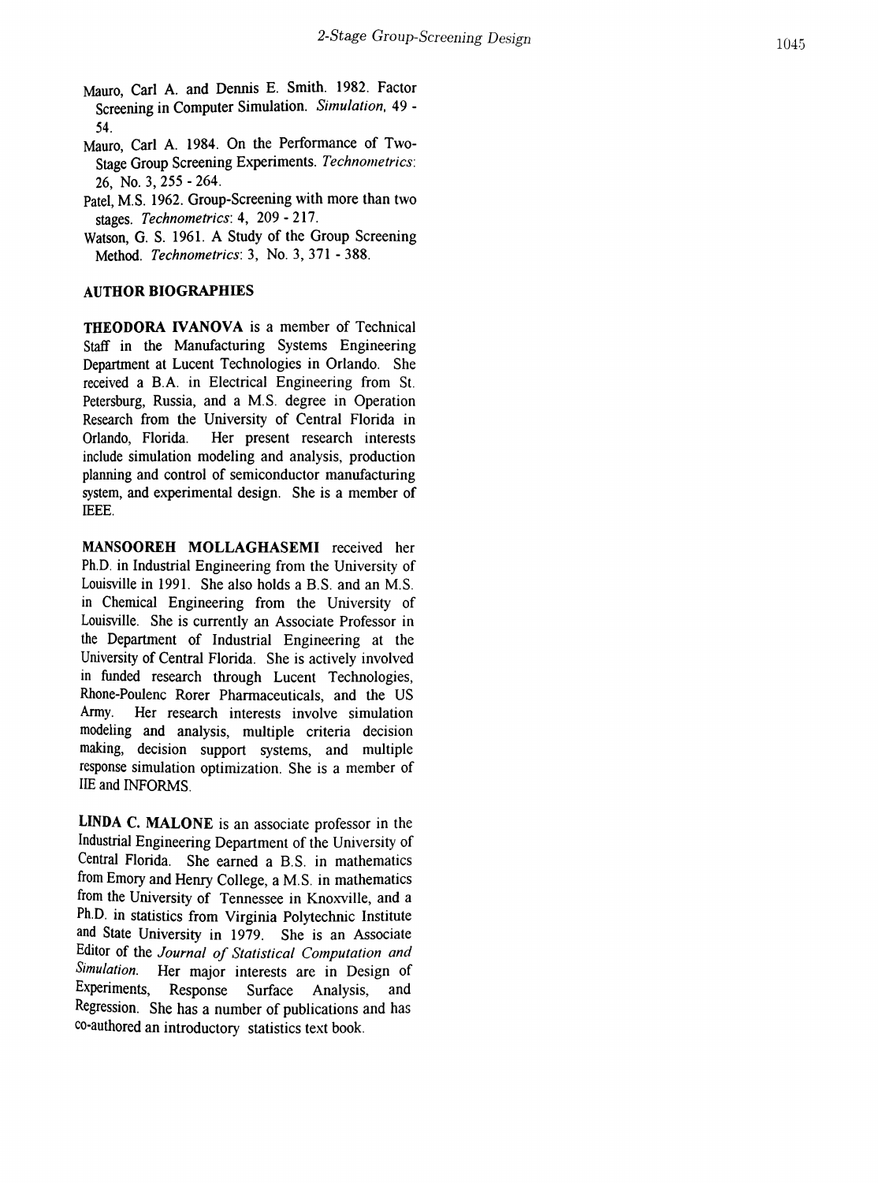Mauro, Carl A. and Dennis E. Smith. 1982. Factor Screening in Computer Simulation. *Simulation*, 49 - 54.

Mauro, Carl A. 1984. On the Performance of Two-Stage Group Screening Experiments. *Technometrics*: 26, No. 3, 255 - 264.

Patel, M.S. 1962. Group-Screening with more than two stages. *Technometrics*: 4, 209 - 217.

Watson, G. S. 1961. A Study of the Group Screening Method. *Technometrics*: 3, No. 3, 371 - 388.

## AUTHOR BIOGRAPHIES

**THEODORA IVANOVA** is a member of Technical Staff in the Manufacturing Systems Engineering Department at Lucent Technologies in Orlando. She received a B.A. in Electrical Engineering from St. Petersburg, Russia, and a M.S. degree in Operation Research from the University of Central Florida in Orlando, Florida. Her present research interests include simulation modeling and analysis, production planning and control of semiconductor manufacturing system, and experimental design. She is a member of IEEE.

**MANSOOREH MOLLAGHASEMI** received her Ph.D. in Industrial Engineering from the University of Louisville in 1991. She also holds a B.S. and an M.S. in Chemical Engineering from the University of Louisville. She is currently an Associate Professor in the Department of Industrial Engineering at the University of Central Florida. She is actively involved in funded research through Lucent Technologies, Rhone-Poulenc Rorer Pharmaceuticals, and the US Army. Her research interests involve simulation modeling and analysis, multiple criteria decision making, decision support systems, and multiple response simulation optimization. She is a member of IIE and INFORMS.

**LINDA C. MALONE** is an associate professor in the Industrial Engineering Department of the University of Central Florida. She earned a B.S. in mathematics from Emory and Henry College, a M.S. in mathematics from the University of Tennessee in Knoxville, and a Ph.D. in statistics from Virginia Polytechnic Institute and State University in 1979. She is an Associate Editor of the *Journal of Statistical Computation and Simulation*. Her major interests are in Design of Experiments, Response Surface Analysis, and Regression. She has a number of publications and has co-authored an introductory statistics text book.